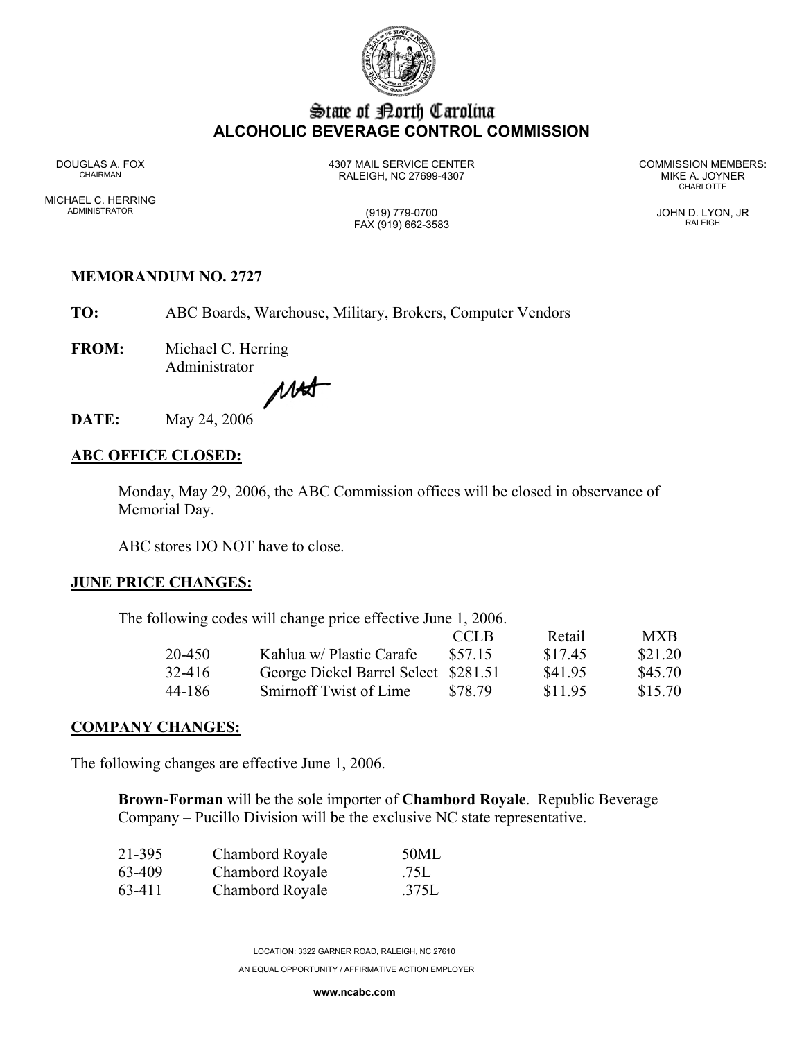# State of North Carolina
## ALCOHOLIC BEVERAGE CONTROL COMMISSION

DOUGLAS A. FOX
CHAIRMAN

MICHAEL C. HERRING
ADMINISTRATOR

4307 MAIL SERVICE CENTER
RALEIGH, NC 27699-4307

(919) 779-0700
FAX (919) 662-3583

COMMISSION MEMBERS:
MIKE A. JOYNER
CHARLOTTE

JOHN D. LYON, JR
RALEIGH

**MEMORANDUM NO. 2727**

**TO:** ABC Boards, Warehouse, Military, Brokers, Computer Vendors

**FROM:** Michael C. Herring
Administrator

**DATE:** May 24, 2006

## ABC OFFICE CLOSED:

Monday, May 29, 2006, the ABC Commission offices will be closed in observance of Memorial Day.

ABC stores DO NOT have to close.

## JUNE PRICE CHANGES:

The following codes will change price effective June 1, 2006.

| | | CCLB | Retail | MXB |
|---|---|---|---|---|
| 20-450 | Kahlua w/ Plastic Carafe | $57.15 | $17.45 | $21.20 |
| 32-416 | George Dickel Barrel Select | $281.51 | $41.95 | $45.70 |
| 44-186 | Smirnoff Twist of Lime | $78.79 | $11.95 | $15.70 |

## COMPANY CHANGES:

The following changes are effective June 1, 2006.

**Brown-Forman** will be the sole importer of **Chambord Royale**. Republic Beverage Company – Pucillo Division will be the exclusive NC state representative.

| | | |
|---|---|---|
| 21-395 | Chambord Royale | 50ML |
| 63-409 | Chambord Royale | .75L |
| 63-411 | Chambord Royale | .375L |

LOCATION: 3322 GARNER ROAD, RALEIGH, NC 27610

AN EQUAL OPPORTUNITY / AFFIRMATIVE ACTION EMPLOYER

**www.ncabc.com**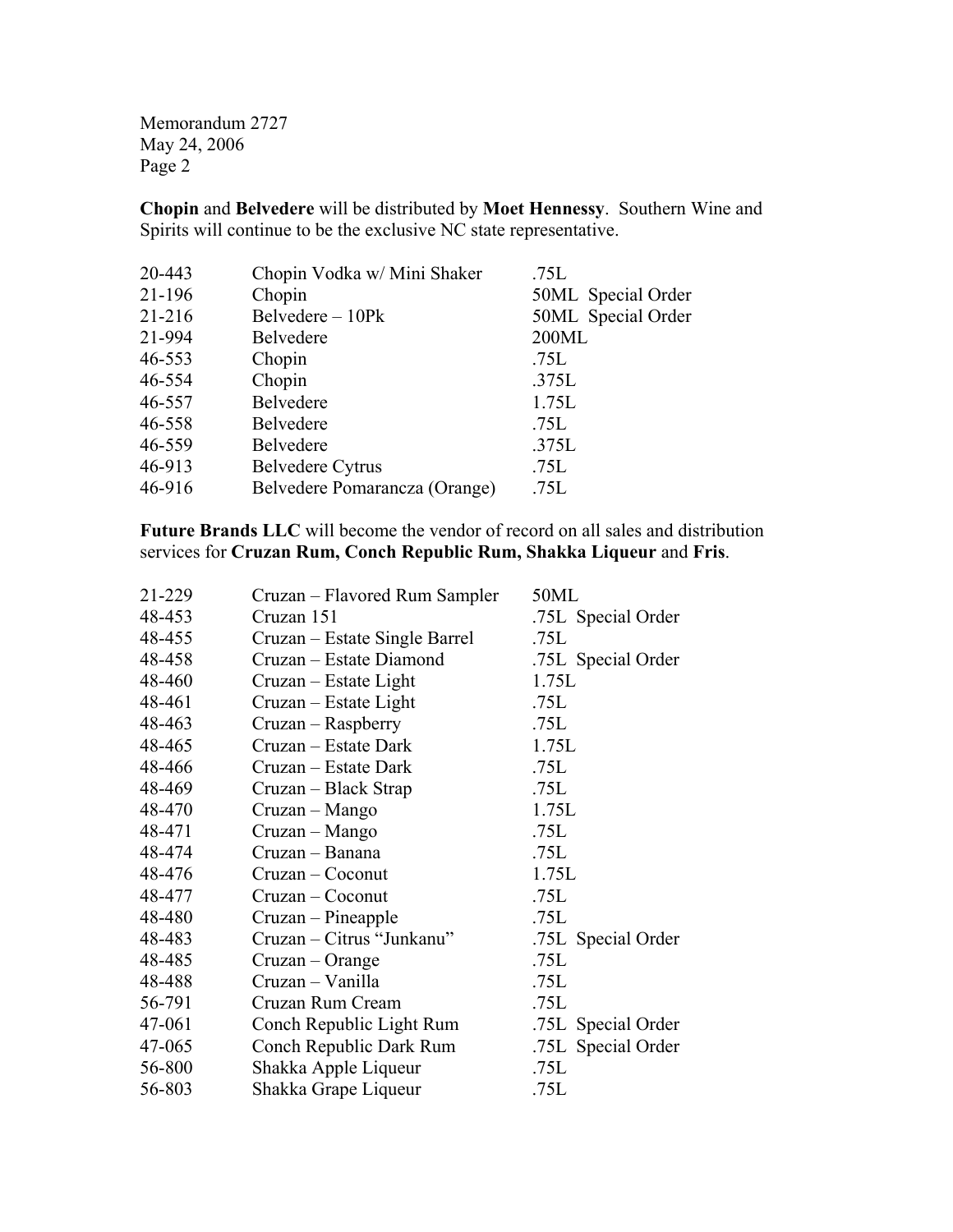Memorandum 2727
May 24, 2006
Page 2

**Chopin** and **Belvedere** will be distributed by **Moet Hennessy**. Southern Wine and Spirits will continue to be the exclusive NC state representative.

| | | |
|---|---|---|
| 20-443 | Chopin Vodka w/ Mini Shaker | .75L |
| 21-196 | Chopin | 50ML Special Order |
| 21-216 | Belvedere – 10Pk | 50ML Special Order |
| 21-994 | Belvedere | 200ML |
| 46-553 | Chopin | .75L |
| 46-554 | Chopin | .375L |
| 46-557 | Belvedere | 1.75L |
| 46-558 | Belvedere | .75L |
| 46-559 | Belvedere | .375L |
| 46-913 | Belvedere Cytrus | .75L |
| 46-916 | Belvedere Pomarancza (Orange) | .75L |

**Future Brands LLC** will become the vendor of record on all sales and distribution services for **Cruzan Rum, Conch Republic Rum, Shakka Liqueur** and **Fris**.

| | | |
|---|---|---|
| 21-229 | Cruzan – Flavored Rum Sampler | 50ML |
| 48-453 | Cruzan 151 | .75L Special Order |
| 48-455 | Cruzan – Estate Single Barrel | .75L |
| 48-458 | Cruzan – Estate Diamond | .75L Special Order |
| 48-460 | Cruzan – Estate Light | 1.75L |
| 48-461 | Cruzan – Estate Light | .75L |
| 48-463 | Cruzan – Raspberry | .75L |
| 48-465 | Cruzan – Estate Dark | 1.75L |
| 48-466 | Cruzan – Estate Dark | .75L |
| 48-469 | Cruzan – Black Strap | .75L |
| 48-470 | Cruzan – Mango | 1.75L |
| 48-471 | Cruzan – Mango | .75L |
| 48-474 | Cruzan – Banana | .75L |
| 48-476 | Cruzan – Coconut | 1.75L |
| 48-477 | Cruzan – Coconut | .75L |
| 48-480 | Cruzan – Pineapple | .75L |
| 48-483 | Cruzan – Citrus "Junkanu" | .75L Special Order |
| 48-485 | Cruzan – Orange | .75L |
| 48-488 | Cruzan – Vanilla | .75L |
| 56-791 | Cruzan Rum Cream | .75L |
| 47-061 | Conch Republic Light Rum | .75L Special Order |
| 47-065 | Conch Republic Dark Rum | .75L Special Order |
| 56-800 | Shakka Apple Liqueur | .75L |
| 56-803 | Shakka Grape Liqueur | .75L |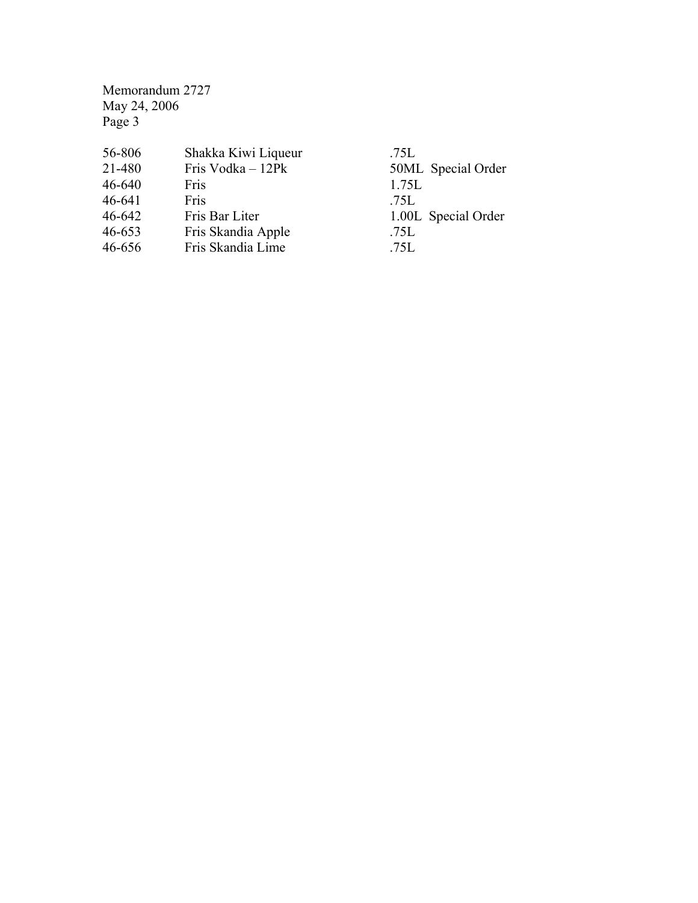| | | | |
|---|---|---|---|
| 56-806 | Shakka Kiwi Liqueur | .75L | |
| 21-480 | Fris Vodka – 12Pk | 50ML | Special Order |
| 46-640 | Fris | 1.75L | |
| 46-641 | Fris | .75L | |
| 46-642 | Fris Bar Liter | 1.00L | Special Order |
| 46-653 | Fris Skandia Apple | .75L | |
| 46-656 | Fris Skandia Lime | .75L | |